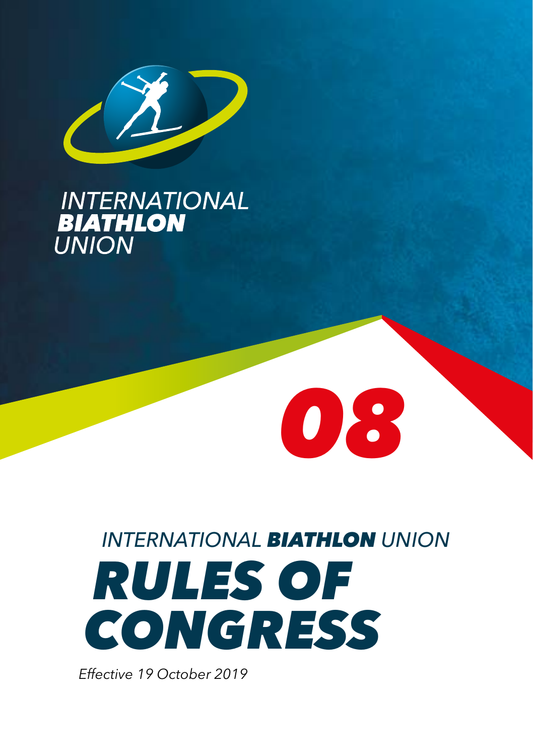INTERNATIONAL **BIATHLON** UNION

08

INTERNATIONAL **BIATHLON** UNION

# RULES OF CONGRESS

*Effective 19 October 2019*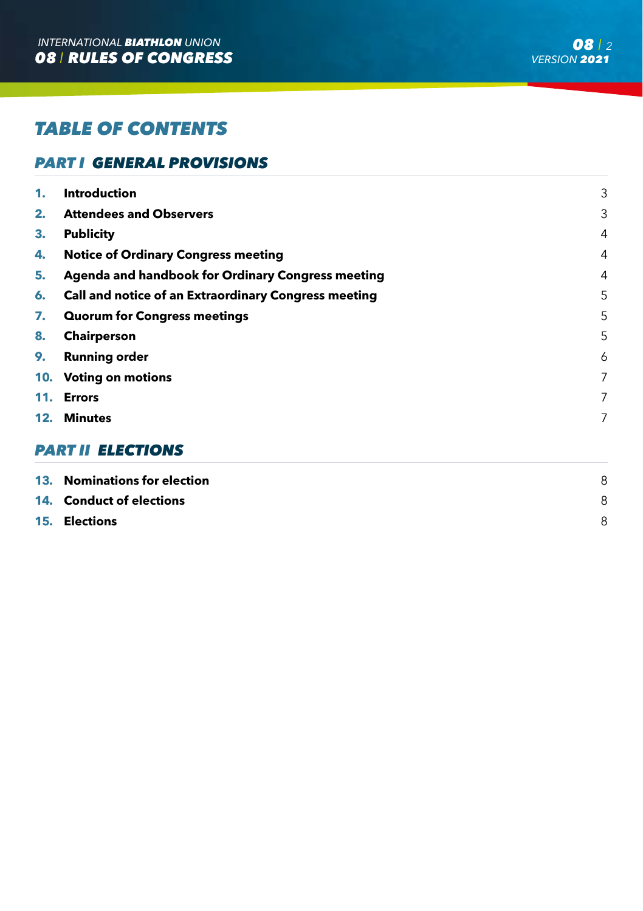# TABLE OF CONTENTS

## PART I GENERAL PROVISIONS

| | | |
|---|---|---|
| **1.** | **Introduction** | 3 |
| **2.** | **Attendees and Observers** | 3 |
| **3.** | **Publicity** | 4 |
| **4.** | **Notice of Ordinary Congress meeting** | 4 |
| **5.** | **Agenda and handbook for Ordinary Congress meeting** | 4 |
| **6.** | **Call and notice of an Extraordinary Congress meeting** | 5 |
| **7.** | **Quorum for Congress meetings** | 5 |
| **8.** | **Chairperson** | 5 |
| **9.** | **Running order** | 6 |
| **10.** | **Voting on motions** | 7 |
| **11.** | **Errors** | 7 |
| **12.** | **Minutes** | 7 |

## PART II ELECTIONS

| | | |
|---|---|---|
| **13.** | **Nominations for election** | 8 |
| **14.** | **Conduct of elections** | 8 |
| **15.** | **Elections** | 8 |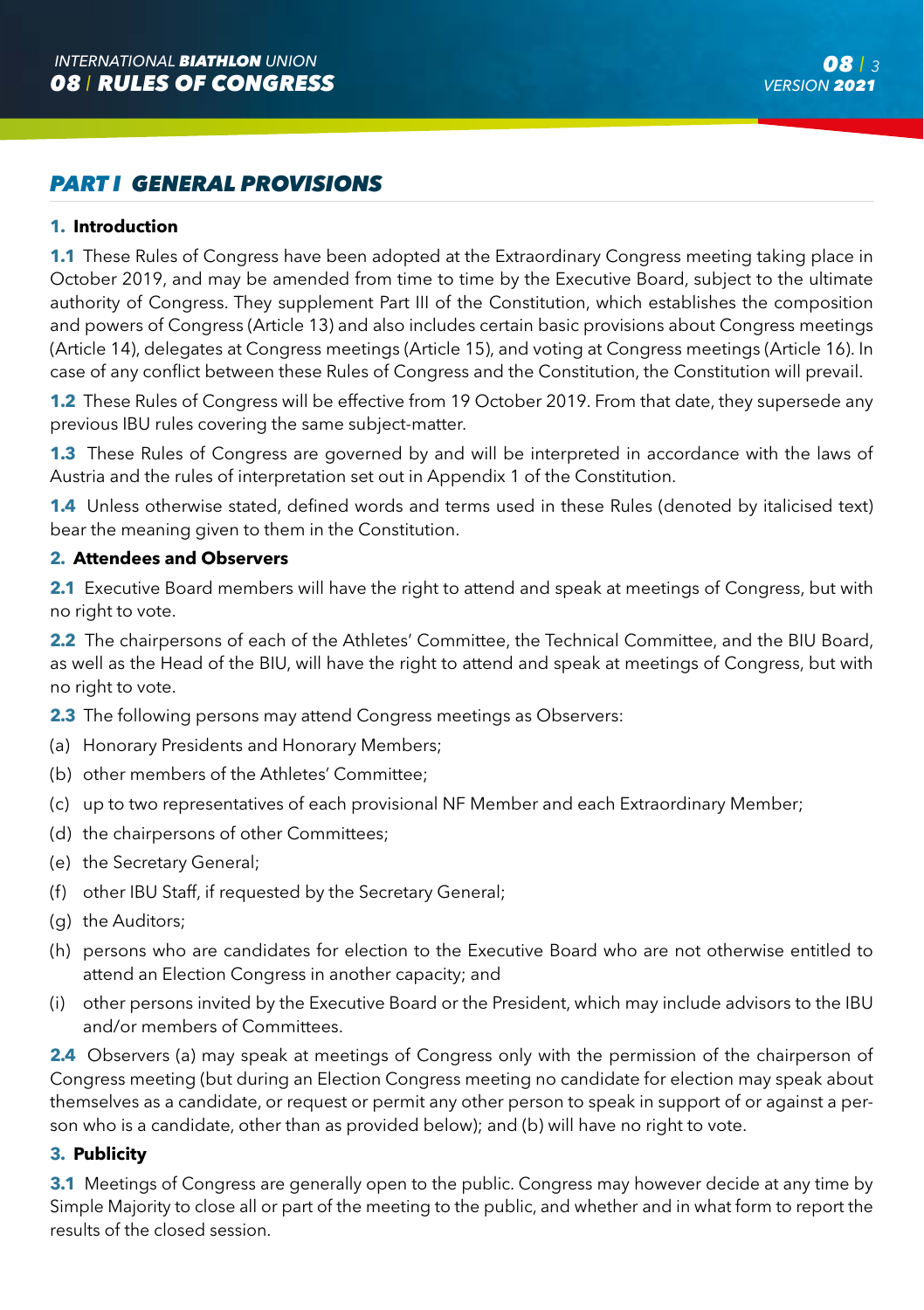## PART I GENERAL PROVISIONS

### 1. Introduction

**1.1** These Rules of Congress have been adopted at the Extraordinary Congress meeting taking place in October 2019, and may be amended from time to time by the Executive Board, subject to the ultimate authority of Congress. They supplement Part III of the Constitution, which establishes the composition and powers of Congress (Article 13) and also includes certain basic provisions about Congress meetings (Article 14), delegates at Congress meetings (Article 15), and voting at Congress meetings (Article 16). In case of any conflict between these Rules of Congress and the Constitution, the Constitution will prevail.

**1.2** These Rules of Congress will be effective from 19 October 2019. From that date, they supersede any previous IBU rules covering the same subject-matter.

**1.3** These Rules of Congress are governed by and will be interpreted in accordance with the laws of Austria and the rules of interpretation set out in Appendix 1 of the Constitution.

**1.4** Unless otherwise stated, defined words and terms used in these Rules (denoted by italicised text) bear the meaning given to them in the Constitution.

### 2. Attendees and Observers

**2.1** Executive Board members will have the right to attend and speak at meetings of Congress, but with no right to vote.

**2.2** The chairpersons of each of the Athletes' Committee, the Technical Committee, and the BIU Board, as well as the Head of the BIU, will have the right to attend and speak at meetings of Congress, but with no right to vote.

**2.3** The following persons may attend Congress meetings as Observers:

(a) Honorary Presidents and Honorary Members;

(b) other members of the Athletes' Committee;

(c) up to two representatives of each provisional NF Member and each Extraordinary Member;

(d) the chairpersons of other Committees;

(e) the Secretary General;

(f) other IBU Staff, if requested by the Secretary General;

(g) the Auditors;

(h) persons who are candidates for election to the Executive Board who are not otherwise entitled to attend an Election Congress in another capacity; and

(i) other persons invited by the Executive Board or the President, which may include advisors to the IBU and/or members of Committees.

**2.4** Observers (a) may speak at meetings of Congress only with the permission of the chairperson of Congress meeting (but during an Election Congress meeting no candidate for election may speak about themselves as a candidate, or request or permit any other person to speak in support of or against a person who is a candidate, other than as provided below); and (b) will have no right to vote.

### 3. Publicity

**3.1** Meetings of Congress are generally open to the public. Congress may however decide at any time by Simple Majority to close all or part of the meeting to the public, and whether and in what form to report the results of the closed session.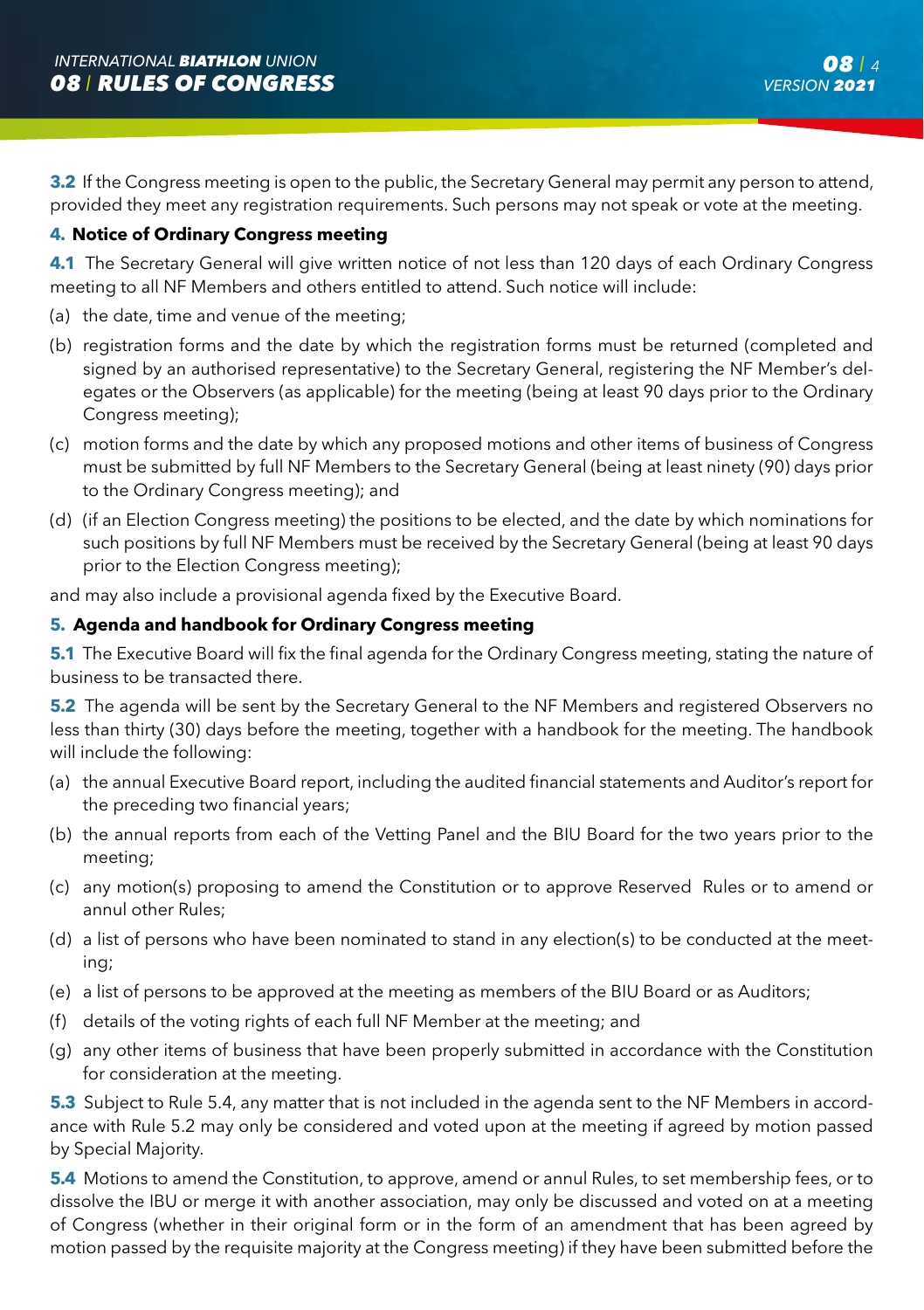**3.2** If the Congress meeting is open to the public, the Secretary General may permit any person to attend, provided they meet any registration requirements. Such persons may not speak or vote at the meeting.

#### 4. Notice of Ordinary Congress meeting

**4.1** The Secretary General will give written notice of not less than 120 days of each Ordinary Congress meeting to all NF Members and others entitled to attend. Such notice will include:

(a) the date, time and venue of the meeting;

(b) registration forms and the date by which the registration forms must be returned (completed and signed by an authorised representative) to the Secretary General, registering the NF Member's delegates or the Observers (as applicable) for the meeting (being at least 90 days prior to the Ordinary Congress meeting);

(c) motion forms and the date by which any proposed motions and other items of business of Congress must be submitted by full NF Members to the Secretary General (being at least ninety (90) days prior to the Ordinary Congress meeting); and

(d) (if an Election Congress meeting) the positions to be elected, and the date by which nominations for such positions by full NF Members must be received by the Secretary General (being at least 90 days prior to the Election Congress meeting);

and may also include a provisional agenda fixed by the Executive Board.

#### 5. Agenda and handbook for Ordinary Congress meeting

**5.1** The Executive Board will fix the final agenda for the Ordinary Congress meeting, stating the nature of business to be transacted there.

**5.2** The agenda will be sent by the Secretary General to the NF Members and registered Observers no less than thirty (30) days before the meeting, together with a handbook for the meeting. The handbook will include the following:

(a) the annual Executive Board report, including the audited financial statements and Auditor's report for the preceding two financial years;

(b) the annual reports from each of the Vetting Panel and the BIU Board for the two years prior to the meeting;

(c) any motion(s) proposing to amend the Constitution or to approve Reserved Rules or to amend or annul other Rules;

(d) a list of persons who have been nominated to stand in any election(s) to be conducted at the meeting;

(e) a list of persons to be approved at the meeting as members of the BIU Board or as Auditors;

(f) details of the voting rights of each full NF Member at the meeting; and

(g) any other items of business that have been properly submitted in accordance with the Constitution for consideration at the meeting.

**5.3** Subject to Rule 5.4, any matter that is not included in the agenda sent to the NF Members in accordance with Rule 5.2 may only be considered and voted upon at the meeting if agreed by motion passed by Special Majority.

**5.4** Motions to amend the Constitution, to approve, amend or annul Rules, to set membership fees, or to dissolve the IBU or merge it with another association, may only be discussed and voted on at a meeting of Congress (whether in their original form or in the form of an amendment that has been agreed by motion passed by the requisite majority at the Congress meeting) if they have been submitted before the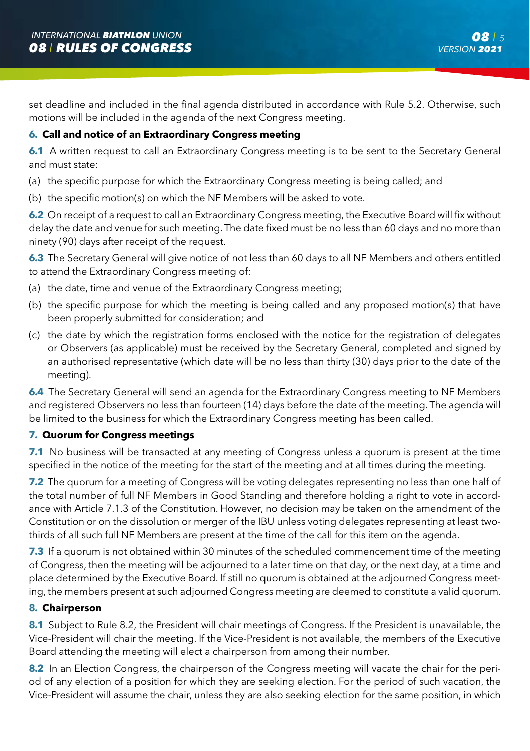set deadline and included in the final agenda distributed in accordance with Rule 5.2. Otherwise, such motions will be included in the agenda of the next Congress meeting.

### 6. Call and notice of an Extraordinary Congress meeting

**6.1** A written request to call an Extraordinary Congress meeting is to be sent to the Secretary General and must state:

(a) the specific purpose for which the Extraordinary Congress meeting is being called; and

(b) the specific motion(s) on which the NF Members will be asked to vote.

**6.2** On receipt of a request to call an Extraordinary Congress meeting, the Executive Board will fix without delay the date and venue for such meeting. The date fixed must be no less than 60 days and no more than ninety (90) days after receipt of the request.

**6.3** The Secretary General will give notice of not less than 60 days to all NF Members and others entitled to attend the Extraordinary Congress meeting of:

(a) the date, time and venue of the Extraordinary Congress meeting;

(b) the specific purpose for which the meeting is being called and any proposed motion(s) that have been properly submitted for consideration; and

(c) the date by which the registration forms enclosed with the notice for the registration of delegates or Observers (as applicable) must be received by the Secretary General, completed and signed by an authorised representative (which date will be no less than thirty (30) days prior to the date of the meeting).

**6.4** The Secretary General will send an agenda for the Extraordinary Congress meeting to NF Members and registered Observers no less than fourteen (14) days before the date of the meeting. The agenda will be limited to the business for which the Extraordinary Congress meeting has been called.

### 7. Quorum for Congress meetings

**7.1** No business will be transacted at any meeting of Congress unless a quorum is present at the time specified in the notice of the meeting for the start of the meeting and at all times during the meeting.

**7.2** The quorum for a meeting of Congress will be voting delegates representing no less than one half of the total number of full NF Members in Good Standing and therefore holding a right to vote in accordance with Article 7.1.3 of the Constitution. However, no decision may be taken on the amendment of the Constitution or on the dissolution or merger of the IBU unless voting delegates representing at least two-thirds of all such full NF Members are present at the time of the call for this item on the agenda.

**7.3** If a quorum is not obtained within 30 minutes of the scheduled commencement time of the meeting of Congress, then the meeting will be adjourned to a later time on that day, or the next day, at a time and place determined by the Executive Board. If still no quorum is obtained at the adjourned Congress meeting, the members present at such adjourned Congress meeting are deemed to constitute a valid quorum.

### 8. Chairperson

**8.1** Subject to Rule 8.2, the President will chair meetings of Congress. If the President is unavailable, the Vice-President will chair the meeting. If the Vice-President is not available, the members of the Executive Board attending the meeting will elect a chairperson from among their number.

**8.2** In an Election Congress, the chairperson of the Congress meeting will vacate the chair for the period of any election of a position for which they are seeking election. For the period of such vacation, the Vice-President will assume the chair, unless they are also seeking election for the same position, in which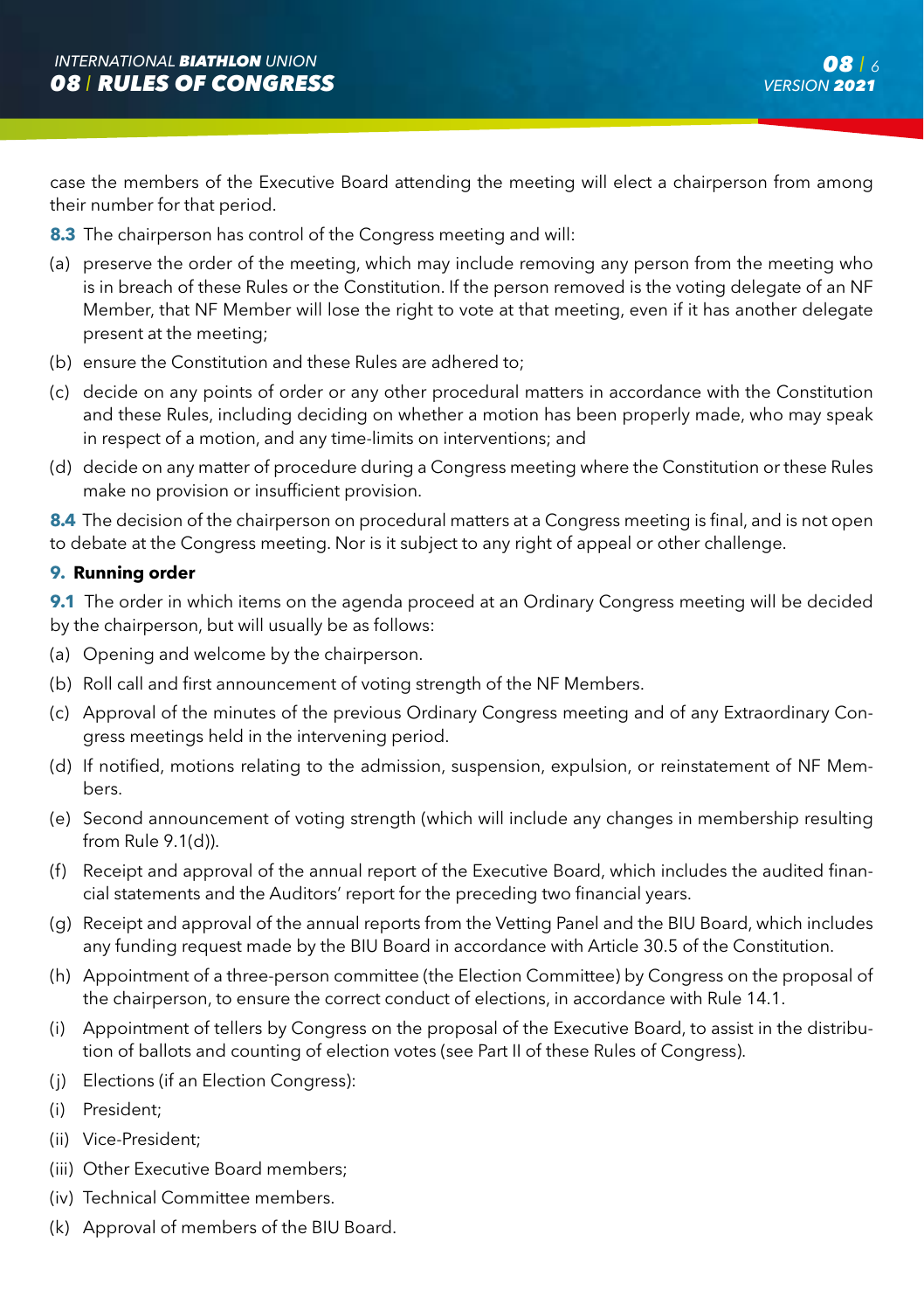case the members of the Executive Board attending the meeting will elect a chairperson from among their number for that period.

**8.3** The chairperson has control of the Congress meeting and will:

(a) preserve the order of the meeting, which may include removing any person from the meeting who is in breach of these Rules or the Constitution. If the person removed is the voting delegate of an NF Member, that NF Member will lose the right to vote at that meeting, even if it has another delegate present at the meeting;

(b) ensure the Constitution and these Rules are adhered to;

(c) decide on any points of order or any other procedural matters in accordance with the Constitution and these Rules, including deciding on whether a motion has been properly made, who may speak in respect of a motion, and any time-limits on interventions; and

(d) decide on any matter of procedure during a Congress meeting where the Constitution or these Rules make no provision or insufficient provision.

**8.4** The decision of the chairperson on procedural matters at a Congress meeting is final, and is not open to debate at the Congress meeting. Nor is it subject to any right of appeal or other challenge.

## 9. Running order

**9.1** The order in which items on the agenda proceed at an Ordinary Congress meeting will be decided by the chairperson, but will usually be as follows:

(a) Opening and welcome by the chairperson.

(b) Roll call and first announcement of voting strength of the NF Members.

(c) Approval of the minutes of the previous Ordinary Congress meeting and of any Extraordinary Congress meetings held in the intervening period.

(d) If notified, motions relating to the admission, suspension, expulsion, or reinstatement of NF Members.

(e) Second announcement of voting strength (which will include any changes in membership resulting from Rule 9.1(d)).

(f) Receipt and approval of the annual report of the Executive Board, which includes the audited financial statements and the Auditors' report for the preceding two financial years.

(g) Receipt and approval of the annual reports from the Vetting Panel and the BIU Board, which includes any funding request made by the BIU Board in accordance with Article 30.5 of the Constitution.

(h) Appointment of a three-person committee (the Election Committee) by Congress on the proposal of the chairperson, to ensure the correct conduct of elections, in accordance with Rule 14.1.

(i) Appointment of tellers by Congress on the proposal of the Executive Board, to assist in the distribution of ballots and counting of election votes (see Part II of these Rules of Congress).

(j) Elections (if an Election Congress):

(i) President;

(ii) Vice-President;

(iii) Other Executive Board members;

(iv) Technical Committee members.

(k) Approval of members of the BIU Board.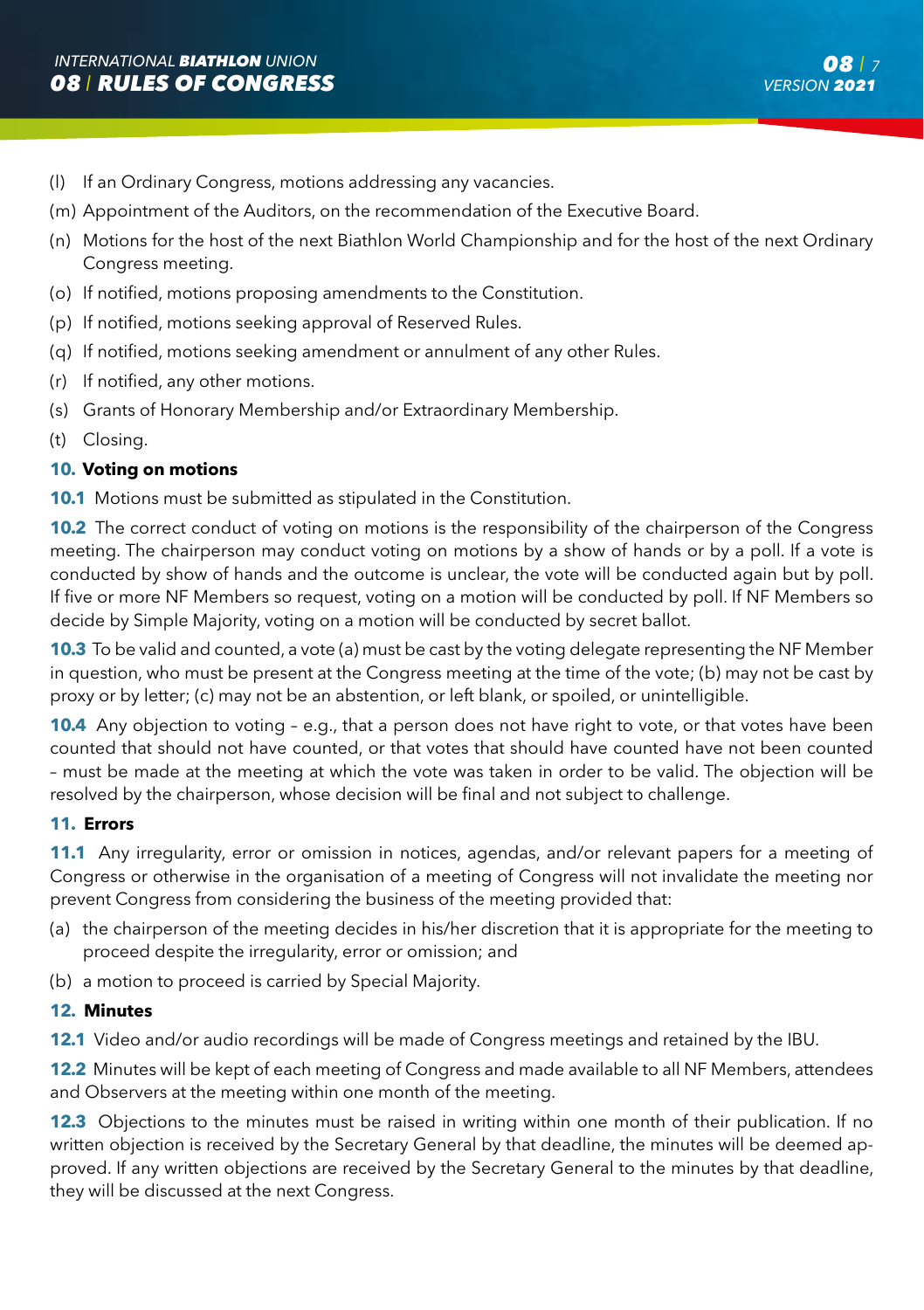(l) If an Ordinary Congress, motions addressing any vacancies.

(m) Appointment of the Auditors, on the recommendation of the Executive Board.

(n) Motions for the host of the next Biathlon World Championship and for the host of the next Ordinary Congress meeting.

(o) If notified, motions proposing amendments to the Constitution.

(p) If notified, motions seeking approval of Reserved Rules.

(q) If notified, motions seeking amendment or annulment of any other Rules.

(r) If notified, any other motions.

(s) Grants of Honorary Membership and/or Extraordinary Membership.

(t) Closing.

## 10. Voting on motions

**10.1** Motions must be submitted as stipulated in the Constitution.

**10.2** The correct conduct of voting on motions is the responsibility of the chairperson of the Congress meeting. The chairperson may conduct voting on motions by a show of hands or by a poll. If a vote is conducted by show of hands and the outcome is unclear, the vote will be conducted again but by poll. If five or more NF Members so request, voting on a motion will be conducted by poll. If NF Members so decide by Simple Majority, voting on a motion will be conducted by secret ballot.

**10.3** To be valid and counted, a vote (a) must be cast by the voting delegate representing the NF Member in question, who must be present at the Congress meeting at the time of the vote; (b) may not be cast by proxy or by letter; (c) may not be an abstention, or left blank, or spoiled, or unintelligible.

**10.4** Any objection to voting – e.g., that a person does not have right to vote, or that votes have been counted that should not have counted, or that votes that should have counted have not been counted – must be made at the meeting at which the vote was taken in order to be valid. The objection will be resolved by the chairperson, whose decision will be final and not subject to challenge.

## 11. Errors

**11.1** Any irregularity, error or omission in notices, agendas, and/or relevant papers for a meeting of Congress or otherwise in the organisation of a meeting of Congress will not invalidate the meeting nor prevent Congress from considering the business of the meeting provided that:

(a) the chairperson of the meeting decides in his/her discretion that it is appropriate for the meeting to proceed despite the irregularity, error or omission; and

(b) a motion to proceed is carried by Special Majority.

## 12. Minutes

**12.1** Video and/or audio recordings will be made of Congress meetings and retained by the IBU.

**12.2** Minutes will be kept of each meeting of Congress and made available to all NF Members, attendees and Observers at the meeting within one month of the meeting.

**12.3** Objections to the minutes must be raised in writing within one month of their publication. If no written objection is received by the Secretary General by that deadline, the minutes will be deemed approved. If any written objections are received by the Secretary General to the minutes by that deadline, they will be discussed at the next Congress.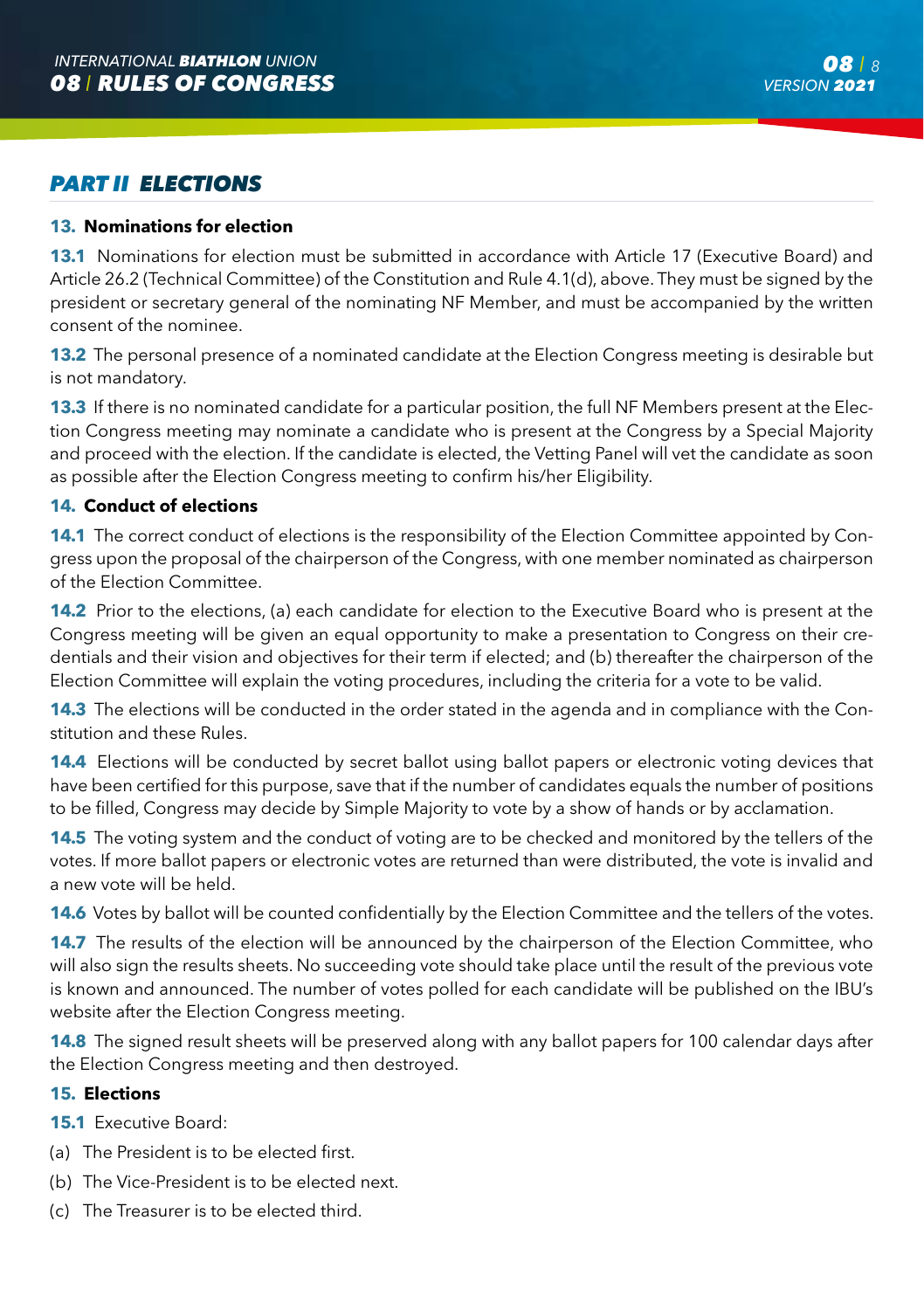## *PART II ELECTIONS*

### 13. Nominations for election

**13.1** Nominations for election must be submitted in accordance with Article 17 (Executive Board) and Article 26.2 (Technical Committee) of the Constitution and Rule 4.1(d), above. They must be signed by the president or secretary general of the nominating NF Member, and must be accompanied by the written consent of the nominee.

**13.2** The personal presence of a nominated candidate at the Election Congress meeting is desirable but is not mandatory.

**13.3** If there is no nominated candidate for a particular position, the full NF Members present at the Election Congress meeting may nominate a candidate who is present at the Congress by a Special Majority and proceed with the election. If the candidate is elected, the Vetting Panel will vet the candidate as soon as possible after the Election Congress meeting to confirm his/her Eligibility.

### 14. Conduct of elections

**14.1** The correct conduct of elections is the responsibility of the Election Committee appointed by Congress upon the proposal of the chairperson of the Congress, with one member nominated as chairperson of the Election Committee.

**14.2** Prior to the elections, (a) each candidate for election to the Executive Board who is present at the Congress meeting will be given an equal opportunity to make a presentation to Congress on their credentials and their vision and objectives for their term if elected; and (b) thereafter the chairperson of the Election Committee will explain the voting procedures, including the criteria for a vote to be valid.

**14.3** The elections will be conducted in the order stated in the agenda and in compliance with the Constitution and these Rules.

**14.4** Elections will be conducted by secret ballot using ballot papers or electronic voting devices that have been certified for this purpose, save that if the number of candidates equals the number of positions to be filled, Congress may decide by Simple Majority to vote by a show of hands or by acclamation.

**14.5** The voting system and the conduct of voting are to be checked and monitored by the tellers of the votes. If more ballot papers or electronic votes are returned than were distributed, the vote is invalid and a new vote will be held.

**14.6** Votes by ballot will be counted confidentially by the Election Committee and the tellers of the votes.

**14.7** The results of the election will be announced by the chairperson of the Election Committee, who will also sign the results sheets. No succeeding vote should take place until the result of the previous vote is known and announced. The number of votes polled for each candidate will be published on the IBU's website after the Election Congress meeting.

**14.8** The signed result sheets will be preserved along with any ballot papers for 100 calendar days after the Election Congress meeting and then destroyed.

### 15. Elections

**15.1** Executive Board:

(a) The President is to be elected first.

(b) The Vice-President is to be elected next.

(c) The Treasurer is to be elected third.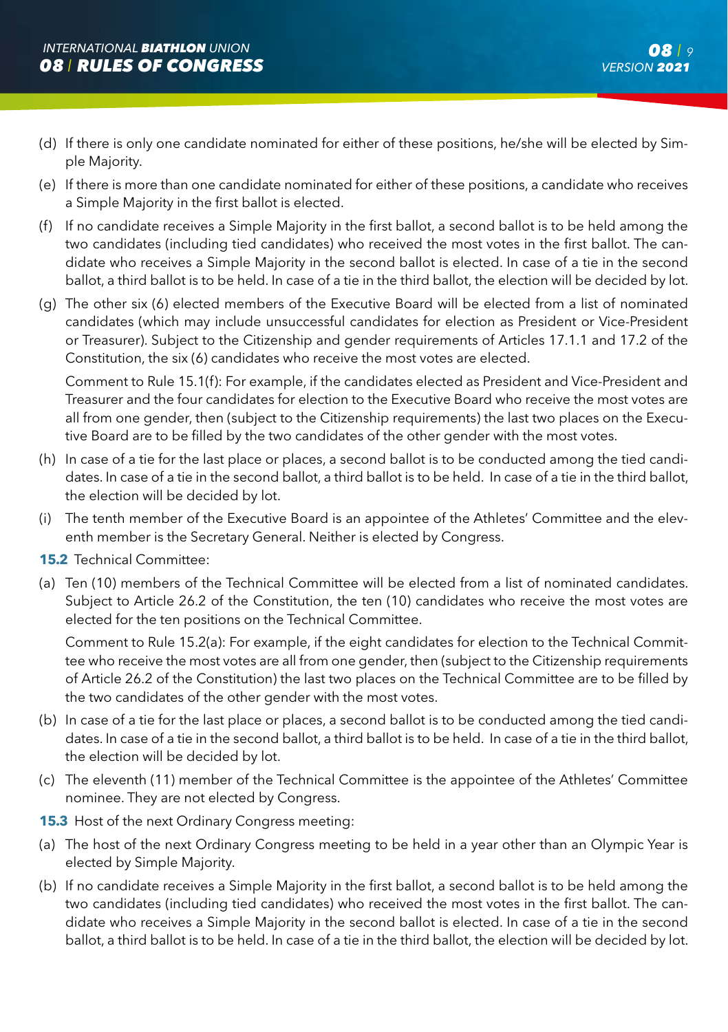(d) If there is only one candidate nominated for either of these positions, he/she will be elected by Simple Majority.

(e) If there is more than one candidate nominated for either of these positions, a candidate who receives a Simple Majority in the first ballot is elected.

(f) If no candidate receives a Simple Majority in the first ballot, a second ballot is to be held among the two candidates (including tied candidates) who received the most votes in the first ballot. The candidate who receives a Simple Majority in the second ballot is elected. In case of a tie in the second ballot, a third ballot is to be held. In case of a tie in the third ballot, the election will be decided by lot.

(g) The other six (6) elected members of the Executive Board will be elected from a list of nominated candidates (which may include unsuccessful candidates for election as President or Vice-President or Treasurer). Subject to the Citizenship and gender requirements of Articles 17.1.1 and 17.2 of the Constitution, the six (6) candidates who receive the most votes are elected.

   Comment to Rule 15.1(f): For example, if the candidates elected as President and Vice-President and Treasurer and the four candidates for election to the Executive Board who receive the most votes are all from one gender, then (subject to the Citizenship requirements) the last two places on the Executive Board are to be filled by the two candidates of the other gender with the most votes.

(h) In case of a tie for the last place or places, a second ballot is to be conducted among the tied candidates. In case of a tie in the second ballot, a third ballot is to be held. In case of a tie in the third ballot, the election will be decided by lot.

(i) The tenth member of the Executive Board is an appointee of the Athletes' Committee and the eleventh member is the Secretary General. Neither is elected by Congress.

**15.2** Technical Committee:

(a) Ten (10) members of the Technical Committee will be elected from a list of nominated candidates. Subject to Article 26.2 of the Constitution, the ten (10) candidates who receive the most votes are elected for the ten positions on the Technical Committee.

   Comment to Rule 15.2(a): For example, if the eight candidates for election to the Technical Committee who receive the most votes are all from one gender, then (subject to the Citizenship requirements of Article 26.2 of the Constitution) the last two places on the Technical Committee are to be filled by the two candidates of the other gender with the most votes.

(b) In case of a tie for the last place or places, a second ballot is to be conducted among the tied candidates. In case of a tie in the second ballot, a third ballot is to be held. In case of a tie in the third ballot, the election will be decided by lot.

(c) The eleventh (11) member of the Technical Committee is the appointee of the Athletes' Committee nominee. They are not elected by Congress.

**15.3** Host of the next Ordinary Congress meeting:

(a) The host of the next Ordinary Congress meeting to be held in a year other than an Olympic Year is elected by Simple Majority.

(b) If no candidate receives a Simple Majority in the first ballot, a second ballot is to be held among the two candidates (including tied candidates) who received the most votes in the first ballot. The candidate who receives a Simple Majority in the second ballot is elected. In case of a tie in the second ballot, a third ballot is to be held. In case of a tie in the third ballot, the election will be decided by lot.